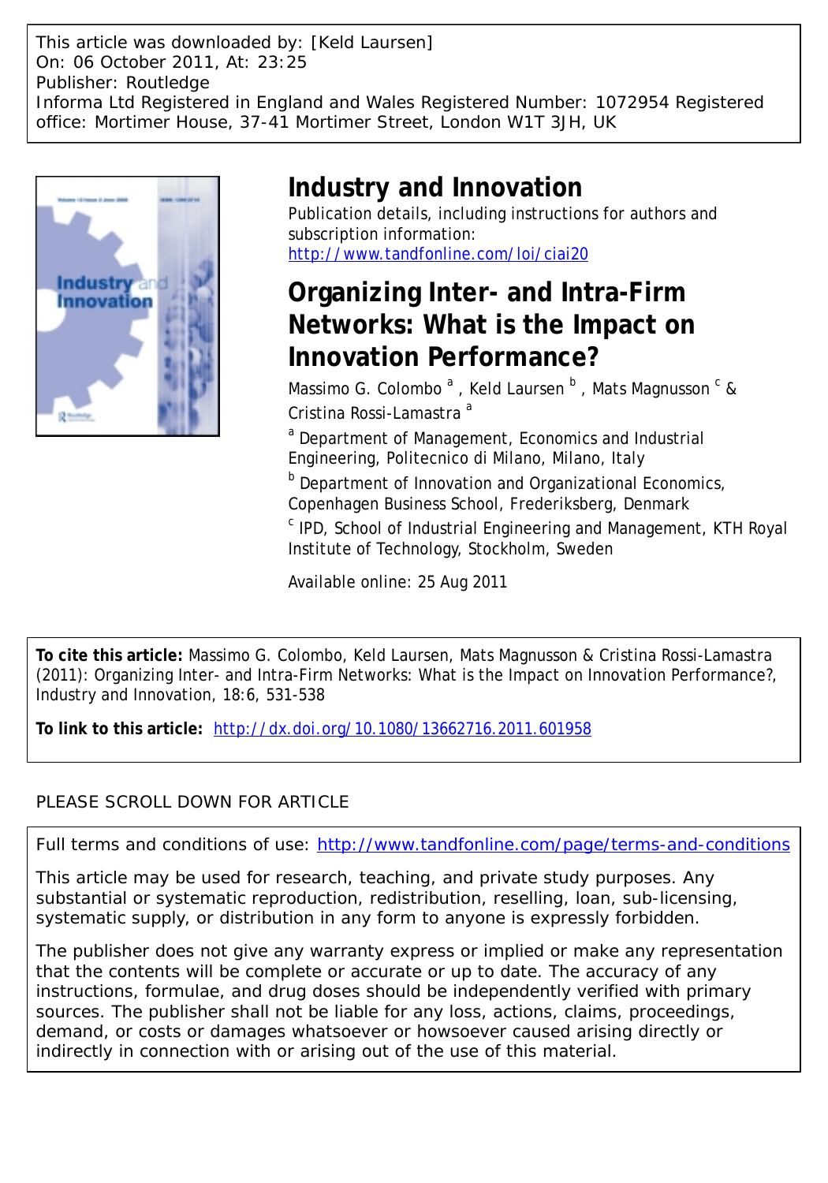This article was downloaded by: [Keld Laursen]
On: 06 October 2011, At: 23:25
Publisher: Routledge
Informa Ltd Registered in England and Wales Registered Number: 1072954 Registered office: Mortimer House, 37-41 Mortimer Street, London W1T 3JH, UK

# Industry and Innovation

Publication details, including instructions for authors and subscription information:
http://www.tandfonline.com/loi/ciai20

## Organizing Inter- and Intra-Firm Networks: What is the Impact on Innovation Performance?

Massimo G. Colombo [a] , Keld Laursen [b] , Mats Magnusson [c] & Cristina Rossi-Lamastra [a]

[a] Department of Management, Economics and Industrial Engineering, Politecnico di Milano, Milano, Italy

[b] Department of Innovation and Organizational Economics, Copenhagen Business School, Frederiksberg, Denmark

[c] IPD, School of Industrial Engineering and Management, KTH Royal Institute of Technology, Stockholm, Sweden

Available online: 25 Aug 2011

**To cite this article:** Massimo G. Colombo, Keld Laursen, Mats Magnusson & Cristina Rossi-Lamastra (2011): Organizing Inter- and Intra-Firm Networks: What is the Impact on Innovation Performance?, Industry and Innovation, 18:6, 531-538

**To link to this article:** http://dx.doi.org/10.1080/13662716.2011.601958

PLEASE SCROLL DOWN FOR ARTICLE

Full terms and conditions of use: http://www.tandfonline.com/page/terms-and-conditions

This article may be used for research, teaching, and private study purposes. Any substantial or systematic reproduction, redistribution, reselling, loan, sub-licensing, systematic supply, or distribution in any form to anyone is expressly forbidden.

The publisher does not give any warranty express or implied or make any representation that the contents will be complete or accurate or up to date. The accuracy of any instructions, formulae, and drug doses should be independently verified with primary sources. The publisher shall not be liable for any loss, actions, claims, proceedings, demand, or costs or damages whatsoever or howsoever caused arising directly or indirectly in connection with or arising out of the use of this material.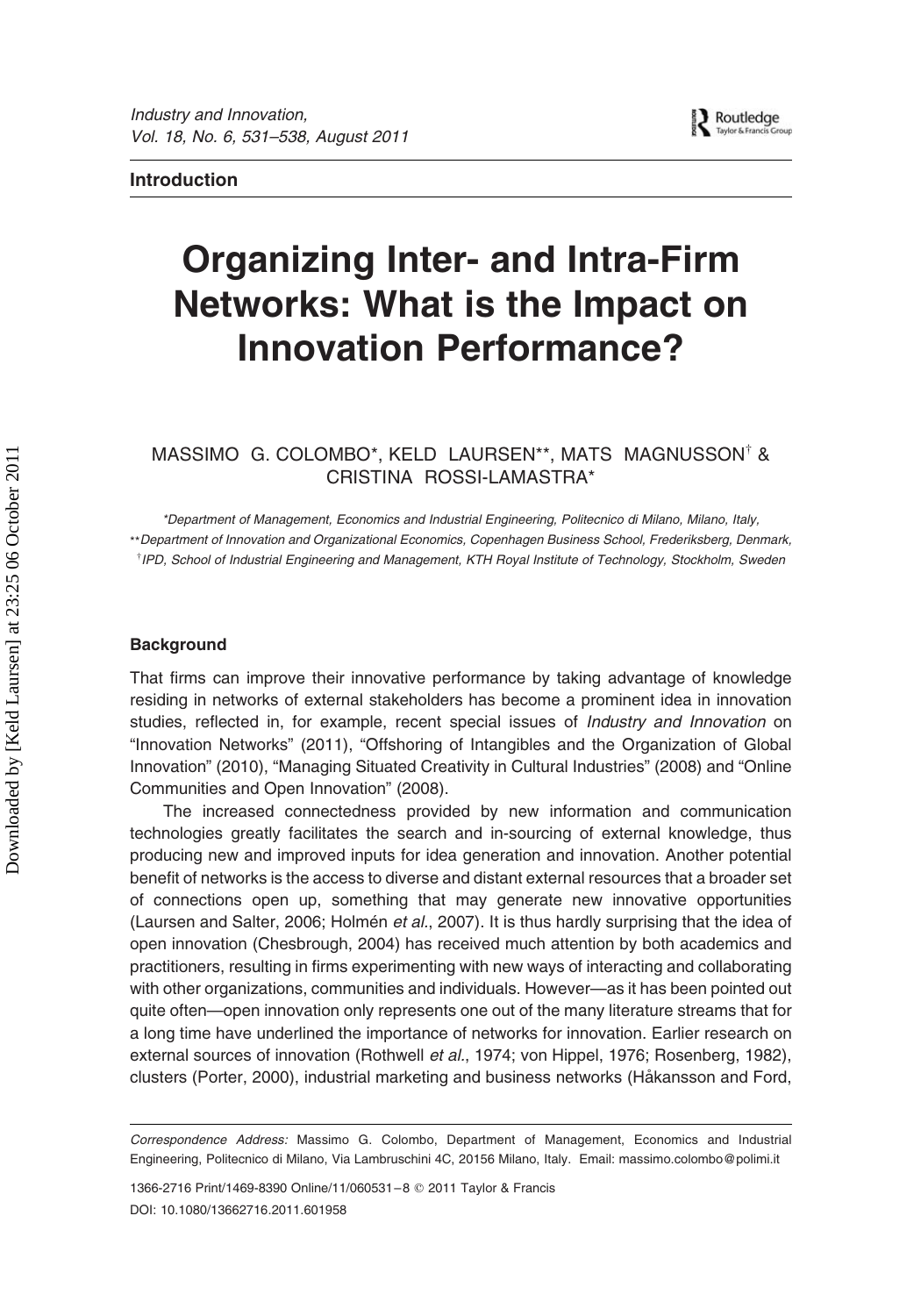**Introduction**

# Organizing Inter- and Intra-Firm Networks: What is the Impact on Innovation Performance?

MASSIMO G. COLOMBO*, KELD LAURSEN**, MATS MAGNUSSON[†] & CRISTINA ROSSI-LAMASTRA*

*Department of Management, Economics and Industrial Engineering, Politecnico di Milano, Milano, Italy,
**Department of Innovation and Organizational Economics, Copenhagen Business School, Frederiksberg, Denmark,
[†]IPD, School of Industrial Engineering and Management, KTH Royal Institute of Technology, Stockholm, Sweden

### Background

That firms can improve their innovative performance by taking advantage of knowledge residing in networks of external stakeholders has become a prominent idea in innovation studies, reflected in, for example, recent special issues of *Industry and Innovation* on "Innovation Networks" (2011), "Offshoring of Intangibles and the Organization of Global Innovation" (2010), "Managing Situated Creativity in Cultural Industries" (2008) and "Online Communities and Open Innovation" (2008).

The increased connectedness provided by new information and communication technologies greatly facilitates the search and in-sourcing of external knowledge, thus producing new and improved inputs for idea generation and innovation. Another potential benefit of networks is the access to diverse and distant external resources that a broader set of connections open up, something that may generate new innovative opportunities (Laursen and Salter, 2006; Holmén *et al.*, 2007). It is thus hardly surprising that the idea of open innovation (Chesbrough, 2004) has received much attention by both academics and practitioners, resulting in firms experimenting with new ways of interacting and collaborating with other organizations, communities and individuals. However—as it has been pointed out quite often—open innovation only represents one out of the many literature streams that for a long time have underlined the importance of networks for innovation. Earlier research on external sources of innovation (Rothwell *et al.*, 1974; von Hippel, 1976; Rosenberg, 1982), clusters (Porter, 2000), industrial marketing and business networks (Håkansson and Ford,

*Correspondence Address:* Massimo G. Colombo, Department of Management, Economics and Industrial Engineering, Politecnico di Milano, Via Lambruschini 4C, 20156 Milano, Italy. Email: massimo.colombo@polimi.it

1366-2716 Print/1469-8390 Online/11/060531–8 © 2011 Taylor & Francis
DOI: 10.1080/13662716.2011.601958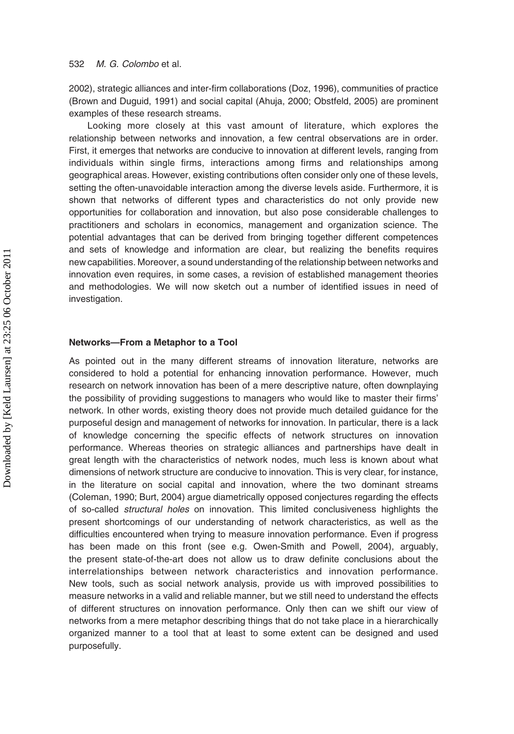2002), strategic alliances and inter-firm collaborations (Doz, 1996), communities of practice (Brown and Duguid, 1991) and social capital (Ahuja, 2000; Obstfeld, 2005) are prominent examples of these research streams.

Looking more closely at this vast amount of literature, which explores the relationship between networks and innovation, a few central observations are in order. First, it emerges that networks are conducive to innovation at different levels, ranging from individuals within single firms, interactions among firms and relationships among geographical areas. However, existing contributions often consider only one of these levels, setting the often-unavoidable interaction among the diverse levels aside. Furthermore, it is shown that networks of different types and characteristics do not only provide new opportunities for collaboration and innovation, but also pose considerable challenges to practitioners and scholars in economics, management and organization science. The potential advantages that can be derived from bringing together different competences and sets of knowledge and information are clear, but realizing the benefits requires new capabilities. Moreover, a sound understanding of the relationship between networks and innovation even requires, in some cases, a revision of established management theories and methodologies. We will now sketch out a number of identified issues in need of investigation.

### Networks—From a Metaphor to a Tool

As pointed out in the many different streams of innovation literature, networks are considered to hold a potential for enhancing innovation performance. However, much research on network innovation has been of a mere descriptive nature, often downplaying the possibility of providing suggestions to managers who would like to master their firms' network. In other words, existing theory does not provide much detailed guidance for the purposeful design and management of networks for innovation. In particular, there is a lack of knowledge concerning the specific effects of network structures on innovation performance. Whereas theories on strategic alliances and partnerships have dealt in great length with the characteristics of network nodes, much less is known about what dimensions of network structure are conducive to innovation. This is very clear, for instance, in the literature on social capital and innovation, where the two dominant streams (Coleman, 1990; Burt, 2004) argue diametrically opposed conjectures regarding the effects of so-called *structural holes* on innovation. This limited conclusiveness highlights the present shortcomings of our understanding of network characteristics, as well as the difficulties encountered when trying to measure innovation performance. Even if progress has been made on this front (see e.g. Owen-Smith and Powell, 2004), arguably, the present state-of-the-art does not allow us to draw definite conclusions about the interrelationships between network characteristics and innovation performance. New tools, such as social network analysis, provide us with improved possibilities to measure networks in a valid and reliable manner, but we still need to understand the effects of different structures on innovation performance. Only then can we shift our view of networks from a mere metaphor describing things that do not take place in a hierarchically organized manner to a tool that at least to some extent can be designed and used purposefully.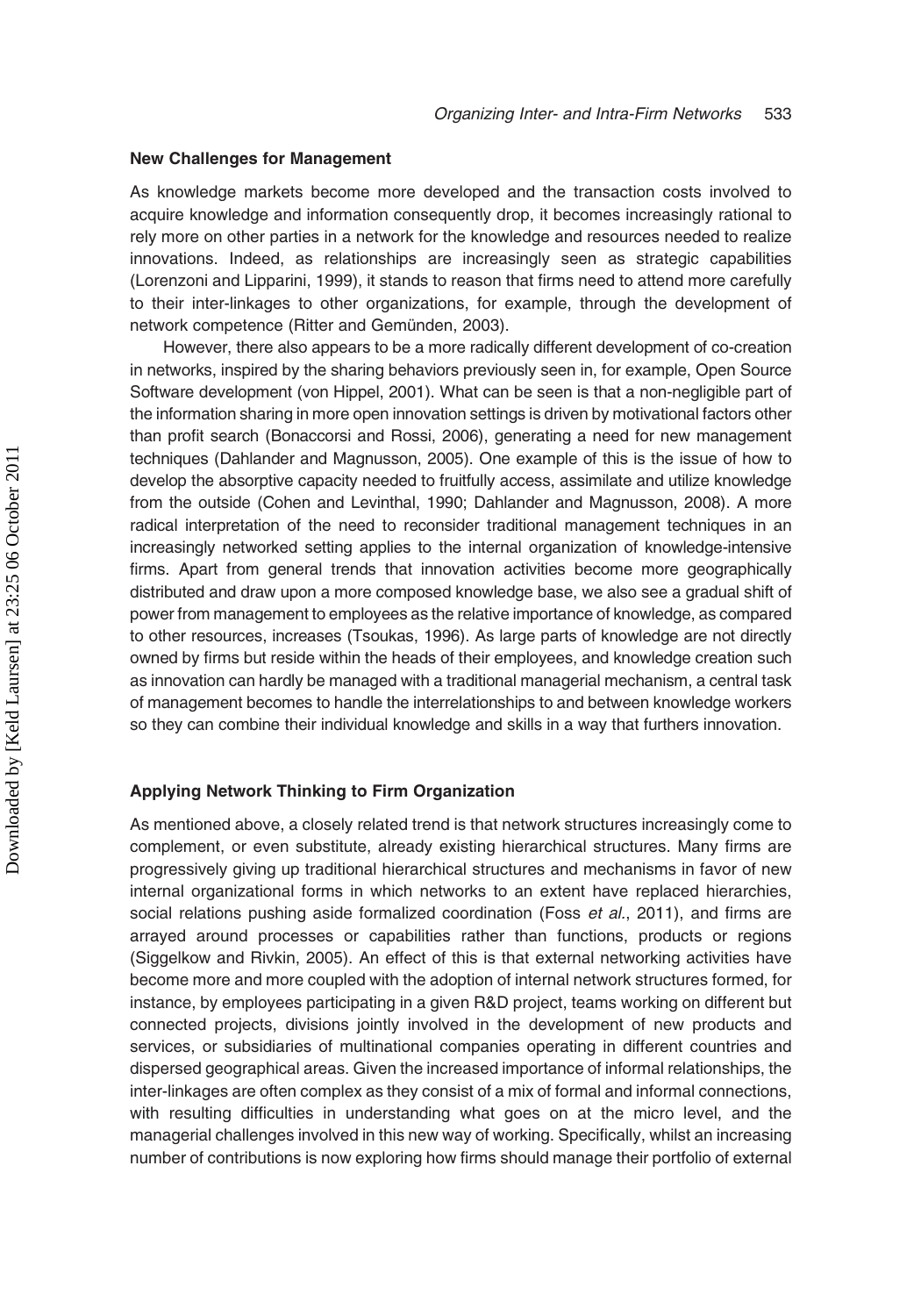### New Challenges for Management

As knowledge markets become more developed and the transaction costs involved to acquire knowledge and information consequently drop, it becomes increasingly rational to rely more on other parties in a network for the knowledge and resources needed to realize innovations. Indeed, as relationships are increasingly seen as strategic capabilities (Lorenzoni and Lipparini, 1999), it stands to reason that firms need to attend more carefully to their inter-linkages to other organizations, for example, through the development of network competence (Ritter and Gemünden, 2003).

However, there also appears to be a more radically different development of co-creation in networks, inspired by the sharing behaviors previously seen in, for example, Open Source Software development (von Hippel, 2001). What can be seen is that a non-negligible part of the information sharing in more open innovation settings is driven by motivational factors other than profit search (Bonaccorsi and Rossi, 2006), generating a need for new management techniques (Dahlander and Magnusson, 2005). One example of this is the issue of how to develop the absorptive capacity needed to fruitfully access, assimilate and utilize knowledge from the outside (Cohen and Levinthal, 1990; Dahlander and Magnusson, 2008). A more radical interpretation of the need to reconsider traditional management techniques in an increasingly networked setting applies to the internal organization of knowledge-intensive firms. Apart from general trends that innovation activities become more geographically distributed and draw upon a more composed knowledge base, we also see a gradual shift of power from management to employees as the relative importance of knowledge, as compared to other resources, increases (Tsoukas, 1996). As large parts of knowledge are not directly owned by firms but reside within the heads of their employees, and knowledge creation such as innovation can hardly be managed with a traditional managerial mechanism, a central task of management becomes to handle the interrelationships to and between knowledge workers so they can combine their individual knowledge and skills in a way that furthers innovation.

### Applying Network Thinking to Firm Organization

As mentioned above, a closely related trend is that network structures increasingly come to complement, or even substitute, already existing hierarchical structures. Many firms are progressively giving up traditional hierarchical structures and mechanisms in favor of new internal organizational forms in which networks to an extent have replaced hierarchies, social relations pushing aside formalized coordination (Foss *et al.*, 2011), and firms are arrayed around processes or capabilities rather than functions, products or regions (Siggelkow and Rivkin, 2005). An effect of this is that external networking activities have become more and more coupled with the adoption of internal network structures formed, for instance, by employees participating in a given R&D project, teams working on different but connected projects, divisions jointly involved in the development of new products and services, or subsidiaries of multinational companies operating in different countries and dispersed geographical areas. Given the increased importance of informal relationships, the inter-linkages are often complex as they consist of a mix of formal and informal connections, with resulting difficulties in understanding what goes on at the micro level, and the managerial challenges involved in this new way of working. Specifically, whilst an increasing number of contributions is now exploring how firms should manage their portfolio of external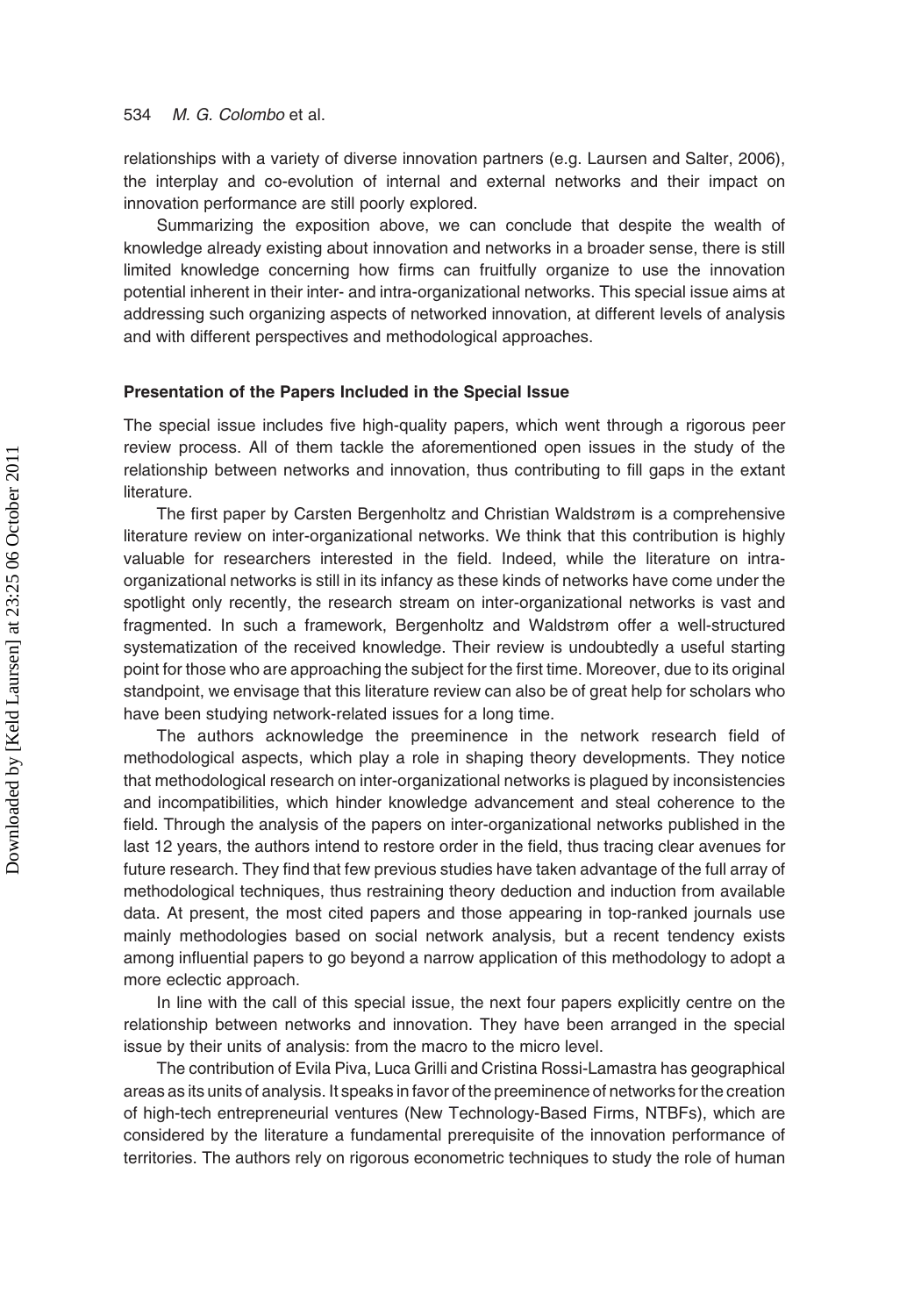relationships with a variety of diverse innovation partners (e.g. Laursen and Salter, 2006), the interplay and co-evolution of internal and external networks and their impact on innovation performance are still poorly explored.

Summarizing the exposition above, we can conclude that despite the wealth of knowledge already existing about innovation and networks in a broader sense, there is still limited knowledge concerning how firms can fruitfully organize to use the innovation potential inherent in their inter- and intra-organizational networks. This special issue aims at addressing such organizing aspects of networked innovation, at different levels of analysis and with different perspectives and methodological approaches.

### Presentation of the Papers Included in the Special Issue

The special issue includes five high-quality papers, which went through a rigorous peer review process. All of them tackle the aforementioned open issues in the study of the relationship between networks and innovation, thus contributing to fill gaps in the extant literature.

The first paper by Carsten Bergenholtz and Christian Waldstrøm is a comprehensive literature review on inter-organizational networks. We think that this contribution is highly valuable for researchers interested in the field. Indeed, while the literature on intra-organizational networks is still in its infancy as these kinds of networks have come under the spotlight only recently, the research stream on inter-organizational networks is vast and fragmented. In such a framework, Bergenholtz and Waldstrøm offer a well-structured systematization of the received knowledge. Their review is undoubtedly a useful starting point for those who are approaching the subject for the first time. Moreover, due to its original standpoint, we envisage that this literature review can also be of great help for scholars who have been studying network-related issues for a long time.

The authors acknowledge the preeminence in the network research field of methodological aspects, which play a role in shaping theory developments. They notice that methodological research on inter-organizational networks is plagued by inconsistencies and incompatibilities, which hinder knowledge advancement and steal coherence to the field. Through the analysis of the papers on inter-organizational networks published in the last 12 years, the authors intend to restore order in the field, thus tracing clear avenues for future research. They find that few previous studies have taken advantage of the full array of methodological techniques, thus restraining theory deduction and induction from available data. At present, the most cited papers and those appearing in top-ranked journals use mainly methodologies based on social network analysis, but a recent tendency exists among influential papers to go beyond a narrow application of this methodology to adopt a more eclectic approach.

In line with the call of this special issue, the next four papers explicitly centre on the relationship between networks and innovation. They have been arranged in the special issue by their units of analysis: from the macro to the micro level.

The contribution of Evila Piva, Luca Grilli and Cristina Rossi-Lamastra has geographical areas as its units of analysis. It speaks in favor of the preeminence of networks for the creation of high-tech entrepreneurial ventures (New Technology-Based Firms, NTBFs), which are considered by the literature a fundamental prerequisite of the innovation performance of territories. The authors rely on rigorous econometric techniques to study the role of human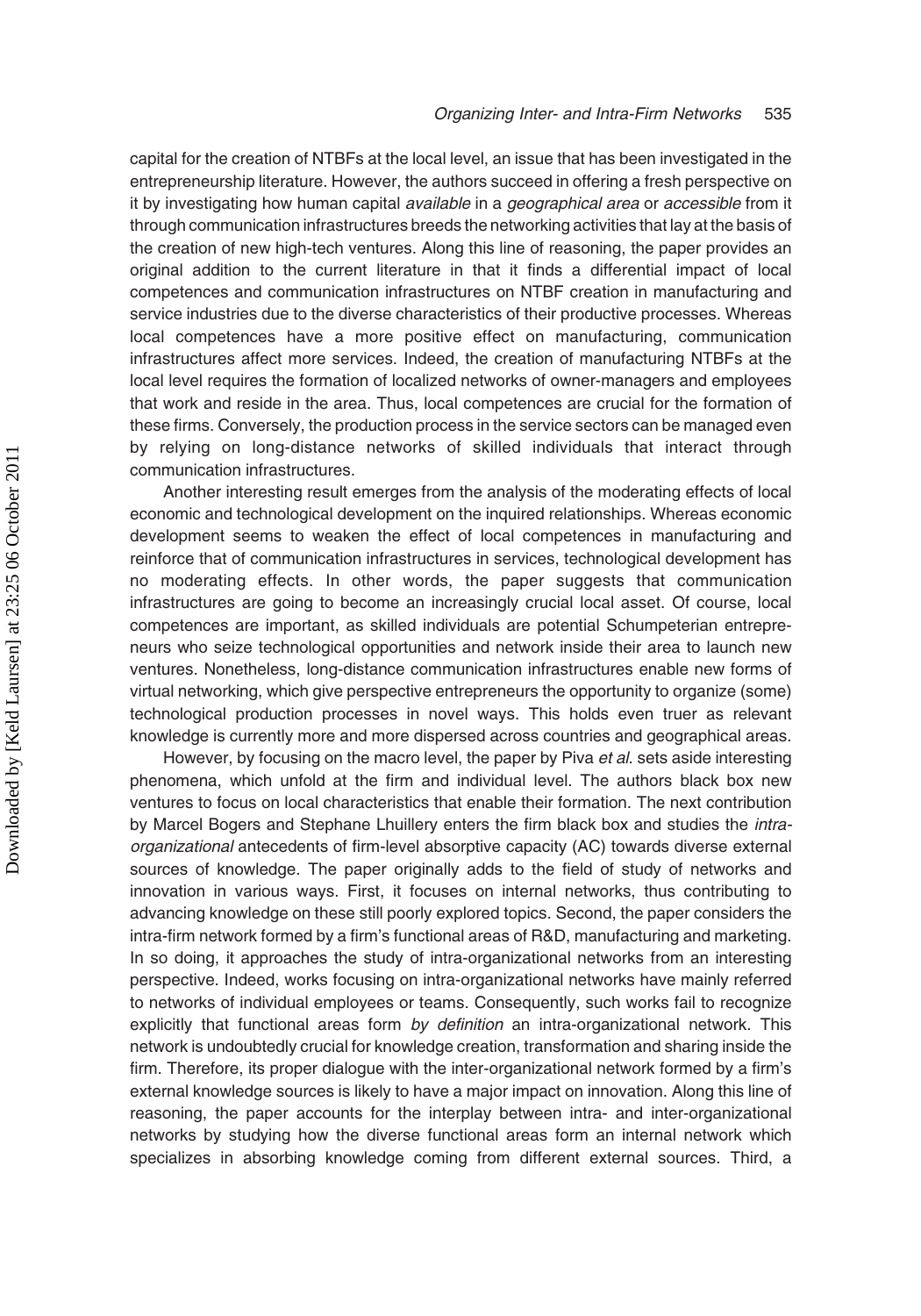capital for the creation of NTBFs at the local level, an issue that has been investigated in the entrepreneurship literature. However, the authors succeed in offering a fresh perspective on it by investigating how human capital *available* in a *geographical area* or *accessible* from it through communication infrastructures breeds the networking activities that lay at the basis of the creation of new high-tech ventures. Along this line of reasoning, the paper provides an original addition to the current literature in that it finds a differential impact of local competences and communication infrastructures on NTBF creation in manufacturing and service industries due to the diverse characteristics of their productive processes. Whereas local competences have a more positive effect on manufacturing, communication infrastructures affect more services. Indeed, the creation of manufacturing NTBFs at the local level requires the formation of localized networks of owner-managers and employees that work and reside in the area. Thus, local competences are crucial for the formation of these firms. Conversely, the production process in the service sectors can be managed even by relying on long-distance networks of skilled individuals that interact through communication infrastructures.

Another interesting result emerges from the analysis of the moderating effects of local economic and technological development on the inquired relationships. Whereas economic development seems to weaken the effect of local competences in manufacturing and reinforce that of communication infrastructures in services, technological development has no moderating effects. In other words, the paper suggests that communication infrastructures are going to become an increasingly crucial local asset. Of course, local competences are important, as skilled individuals are potential Schumpeterian entrepreneurs who seize technological opportunities and network inside their area to launch new ventures. Nonetheless, long-distance communication infrastructures enable new forms of virtual networking, which give perspective entrepreneurs the opportunity to organize (some) technological production processes in novel ways. This holds even truer as relevant knowledge is currently more and more dispersed across countries and geographical areas.

However, by focusing on the macro level, the paper by Piva *et al.* sets aside interesting phenomena, which unfold at the firm and individual level. The authors black box new ventures to focus on local characteristics that enable their formation. The next contribution by Marcel Bogers and Stephane Lhuillery enters the firm black box and studies the *intra-organizational* antecedents of firm-level absorptive capacity (AC) towards diverse external sources of knowledge. The paper originally adds to the field of study of networks and innovation in various ways. First, it focuses on internal networks, thus contributing to advancing knowledge on these still poorly explored topics. Second, the paper considers the intra-firm network formed by a firm's functional areas of R&D, manufacturing and marketing. In so doing, it approaches the study of intra-organizational networks from an interesting perspective. Indeed, works focusing on intra-organizational networks have mainly referred to networks of individual employees or teams. Consequently, such works fail to recognize explicitly that functional areas form *by definition* an intra-organizational network. This network is undoubtedly crucial for knowledge creation, transformation and sharing inside the firm. Therefore, its proper dialogue with the inter-organizational network formed by a firm's external knowledge sources is likely to have a major impact on innovation. Along this line of reasoning, the paper accounts for the interplay between intra- and inter-organizational networks by studying how the diverse functional areas form an internal network which specializes in absorbing knowledge coming from different external sources. Third, a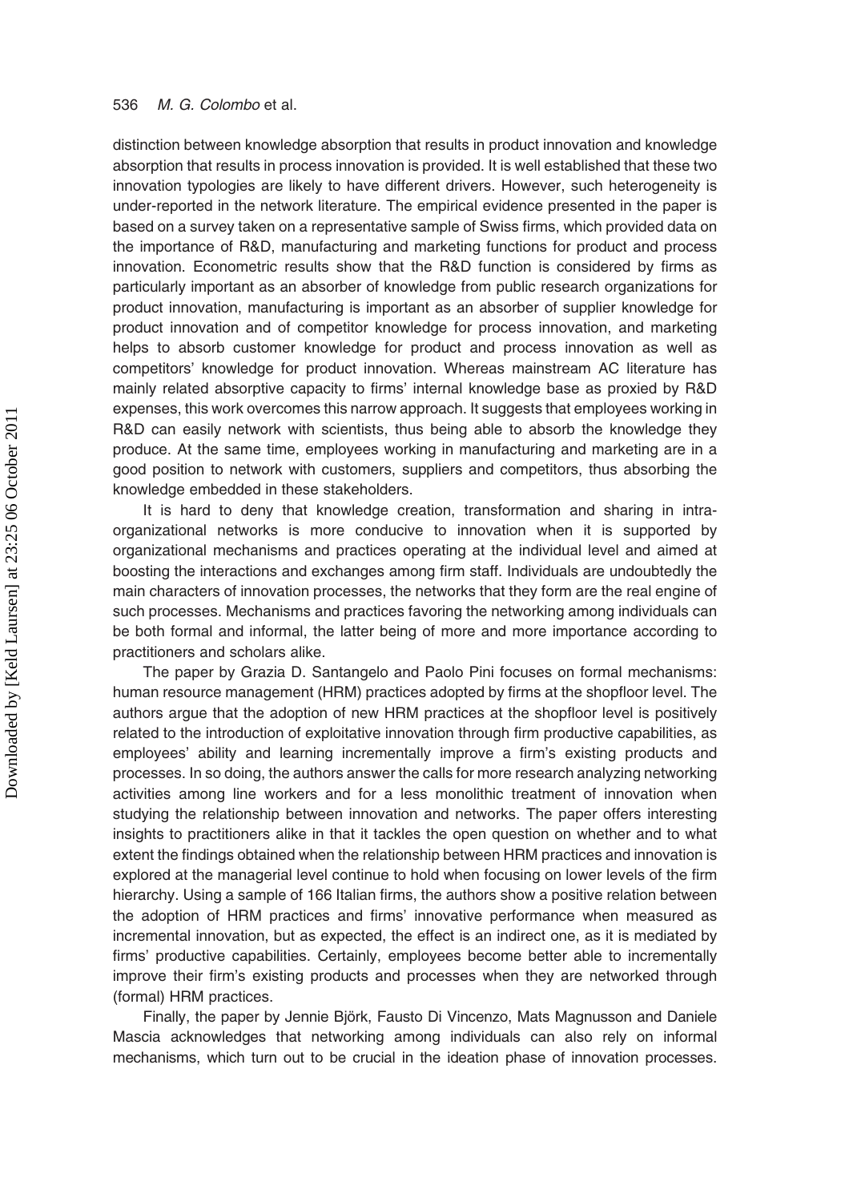distinction between knowledge absorption that results in product innovation and knowledge absorption that results in process innovation is provided. It is well established that these two innovation typologies are likely to have different drivers. However, such heterogeneity is under-reported in the network literature. The empirical evidence presented in the paper is based on a survey taken on a representative sample of Swiss firms, which provided data on the importance of R&D, manufacturing and marketing functions for product and process innovation. Econometric results show that the R&D function is considered by firms as particularly important as an absorber of knowledge from public research organizations for product innovation, manufacturing is important as an absorber of supplier knowledge for product innovation and of competitor knowledge for process innovation, and marketing helps to absorb customer knowledge for product and process innovation as well as competitors' knowledge for product innovation. Whereas mainstream AC literature has mainly related absorptive capacity to firms' internal knowledge base as proxied by R&D expenses, this work overcomes this narrow approach. It suggests that employees working in R&D can easily network with scientists, thus being able to absorb the knowledge they produce. At the same time, employees working in manufacturing and marketing are in a good position to network with customers, suppliers and competitors, thus absorbing the knowledge embedded in these stakeholders.

It is hard to deny that knowledge creation, transformation and sharing in intra-organizational networks is more conducive to innovation when it is supported by organizational mechanisms and practices operating at the individual level and aimed at boosting the interactions and exchanges among firm staff. Individuals are undoubtedly the main characters of innovation processes, the networks that they form are the real engine of such processes. Mechanisms and practices favoring the networking among individuals can be both formal and informal, the latter being of more and more importance according to practitioners and scholars alike.

The paper by Grazia D. Santangelo and Paolo Pini focuses on formal mechanisms: human resource management (HRM) practices adopted by firms at the shopfloor level. The authors argue that the adoption of new HRM practices at the shopfloor level is positively related to the introduction of exploitative innovation through firm productive capabilities, as employees' ability and learning incrementally improve a firm's existing products and processes. In so doing, the authors answer the calls for more research analyzing networking activities among line workers and for a less monolithic treatment of innovation when studying the relationship between innovation and networks. The paper offers interesting insights to practitioners alike in that it tackles the open question on whether and to what extent the findings obtained when the relationship between HRM practices and innovation is explored at the managerial level continue to hold when focusing on lower levels of the firm hierarchy. Using a sample of 166 Italian firms, the authors show a positive relation between the adoption of HRM practices and firms' innovative performance when measured as incremental innovation, but as expected, the effect is an indirect one, as it is mediated by firms' productive capabilities. Certainly, employees become better able to incrementally improve their firm's existing products and processes when they are networked through (formal) HRM practices.

Finally, the paper by Jennie Björk, Fausto Di Vincenzo, Mats Magnusson and Daniele Mascia acknowledges that networking among individuals can also rely on informal mechanisms, which turn out to be crucial in the ideation phase of innovation processes.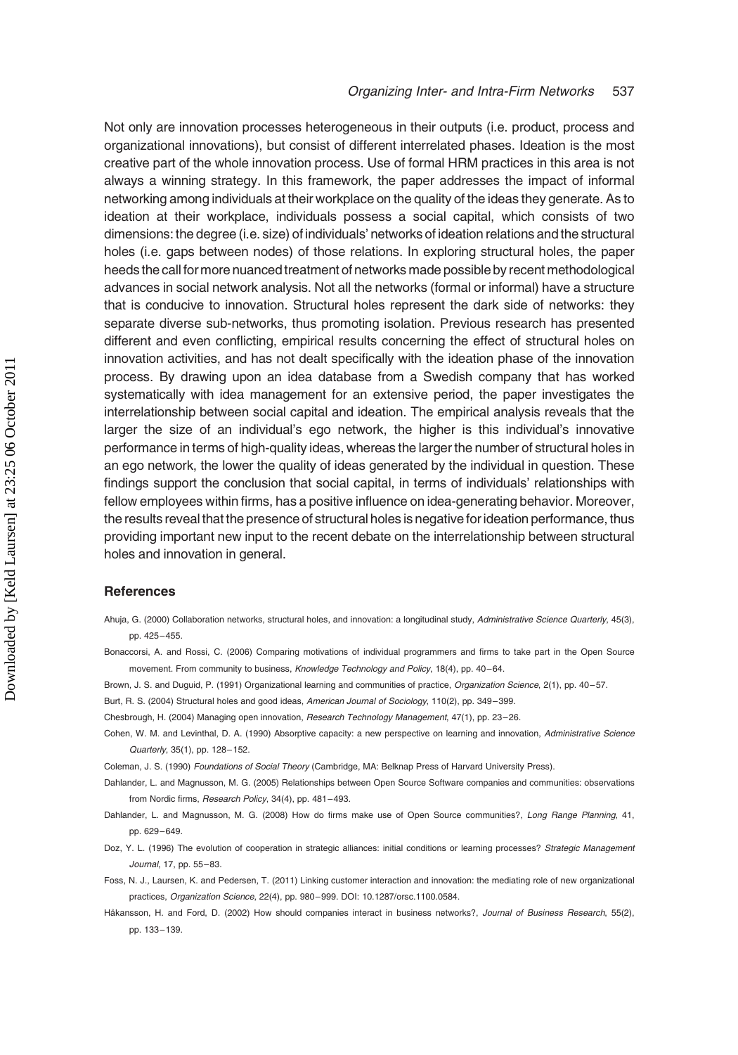Not only are innovation processes heterogeneous in their outputs (i.e. product, process and organizational innovations), but consist of different interrelated phases. Ideation is the most creative part of the whole innovation process. Use of formal HRM practices in this area is not always a winning strategy. In this framework, the paper addresses the impact of informal networking among individuals at their workplace on the quality of the ideas they generate. As to ideation at their workplace, individuals possess a social capital, which consists of two dimensions: the degree (i.e. size) of individuals' networks of ideation relations and the structural holes (i.e. gaps between nodes) of those relations. In exploring structural holes, the paper heeds the call for more nuanced treatment of networks made possible by recent methodological advances in social network analysis. Not all the networks (formal or informal) have a structure that is conducive to innovation. Structural holes represent the dark side of networks: they separate diverse sub-networks, thus promoting isolation. Previous research has presented different and even conflicting, empirical results concerning the effect of structural holes on innovation activities, and has not dealt specifically with the ideation phase of the innovation process. By drawing upon an idea database from a Swedish company that has worked systematically with idea management for an extensive period, the paper investigates the interrelationship between social capital and ideation. The empirical analysis reveals that the larger the size of an individual's ego network, the higher is this individual's innovative performance in terms of high-quality ideas, whereas the larger the number of structural holes in an ego network, the lower the quality of ideas generated by the individual in question. These findings support the conclusion that social capital, in terms of individuals' relationships with fellow employees within firms, has a positive influence on idea-generating behavior. Moreover, the results reveal that the presence of structural holes is negative for ideation performance, thus providing important new input to the recent debate on the interrelationship between structural holes and innovation in general.

## References

Ahuja, G. (2000) Collaboration networks, structural holes, and innovation: a longitudinal study, *Administrative Science Quarterly*, 45(3), pp. 425–455.

Bonaccorsi, A. and Rossi, C. (2006) Comparing motivations of individual programmers and firms to take part in the Open Source movement. From community to business, *Knowledge Technology and Policy*, 18(4), pp. 40–64.

Brown, J. S. and Duguid, P. (1991) Organizational learning and communities of practice, *Organization Science*, 2(1), pp. 40–57.

Burt, R. S. (2004) Structural holes and good ideas, *American Journal of Sociology*, 110(2), pp. 349–399.

Chesbrough, H. (2004) Managing open innovation, *Research Technology Management*, 47(1), pp. 23–26.

Cohen, W. M. and Levinthal, D. A. (1990) Absorptive capacity: a new perspective on learning and innovation, *Administrative Science Quarterly*, 35(1), pp. 128–152.

Coleman, J. S. (1990) *Foundations of Social Theory* (Cambridge, MA: Belknap Press of Harvard University Press).

Dahlander, L. and Magnusson, M. G. (2005) Relationships between Open Source Software companies and communities: observations from Nordic firms, *Research Policy*, 34(4), pp. 481–493.

Dahlander, L. and Magnusson, M. G. (2008) How do firms make use of Open Source communities?, *Long Range Planning*, 41, pp. 629–649.

Doz, Y. L. (1996) The evolution of cooperation in strategic alliances: initial conditions or learning processes? *Strategic Management Journal*, 17, pp. 55–83.

Foss, N. J., Laursen, K. and Pedersen, T. (2011) Linking customer interaction and innovation: the mediating role of new organizational practices, *Organization Science*, 22(4), pp. 980–999. DOI: 10.1287/orsc.1100.0584.

Håkansson, H. and Ford, D. (2002) How should companies interact in business networks?, *Journal of Business Research*, 55(2), pp. 133–139.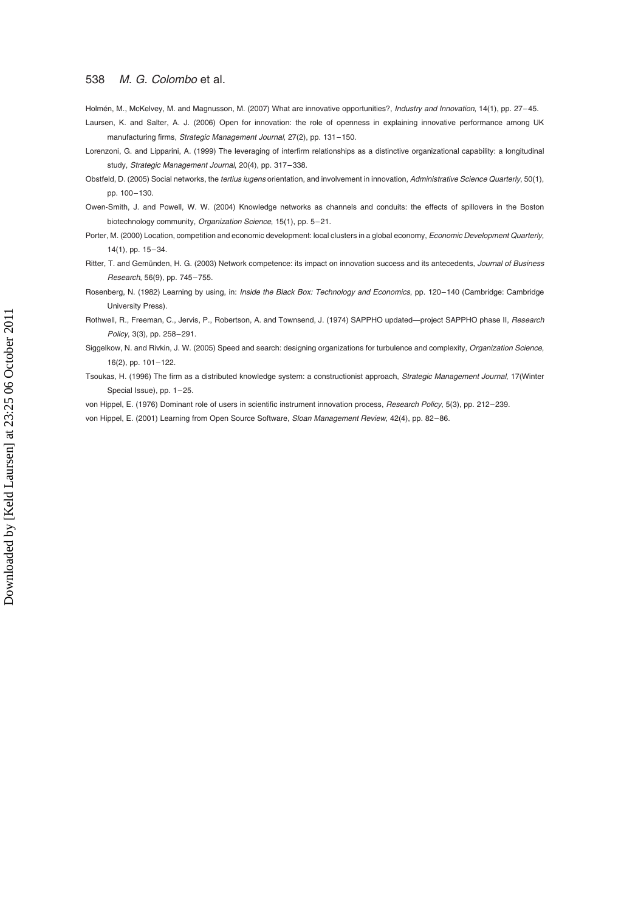Holmén, M., McKelvey, M. and Magnusson, M. (2007) What are innovative opportunities?, *Industry and Innovation*, 14(1), pp. 27–45.

Laursen, K. and Salter, A. J. (2006) Open for innovation: the role of openness in explaining innovative performance among UK manufacturing firms, *Strategic Management Journal*, 27(2), pp. 131–150.

Lorenzoni, G. and Lipparini, A. (1999) The leveraging of interfirm relationships as a distinctive organizational capability: a longitudinal study, *Strategic Management Journal*, 20(4), pp. 317–338.

Obstfeld, D. (2005) Social networks, the *tertius iugens* orientation, and involvement in innovation, *Administrative Science Quarterly*, 50(1), pp. 100–130.

Owen-Smith, J. and Powell, W. W. (2004) Knowledge networks as channels and conduits: the effects of spillovers in the Boston biotechnology community, *Organization Science*, 15(1), pp. 5–21.

Porter, M. (2000) Location, competition and economic development: local clusters in a global economy, *Economic Development Quarterly*, 14(1), pp. 15–34.

Ritter, T. and Gemünden, H. G. (2003) Network competence: its impact on innovation success and its antecedents, *Journal of Business Research*, 56(9), pp. 745–755.

Rosenberg, N. (1982) Learning by using, in: *Inside the Black Box: Technology and Economics*, pp. 120–140 (Cambridge: Cambridge University Press).

Rothwell, R., Freeman, C., Jervis, P., Robertson, A. and Townsend, J. (1974) SAPPHO updated—project SAPPHO phase II, *Research Policy*, 3(3), pp. 258–291.

Siggelkow, N. and Rivkin, J. W. (2005) Speed and search: designing organizations for turbulence and complexity, *Organization Science*, 16(2), pp. 101–122.

Tsoukas, H. (1996) The firm as a distributed knowledge system: a constructionist approach, *Strategic Management Journal*, 17(Winter Special Issue), pp. 1–25.

von Hippel, E. (1976) Dominant role of users in scientific instrument innovation process, *Research Policy*, 5(3), pp. 212–239.

von Hippel, E. (2001) Learning from Open Source Software, *Sloan Management Review*, 42(4), pp. 82–86.